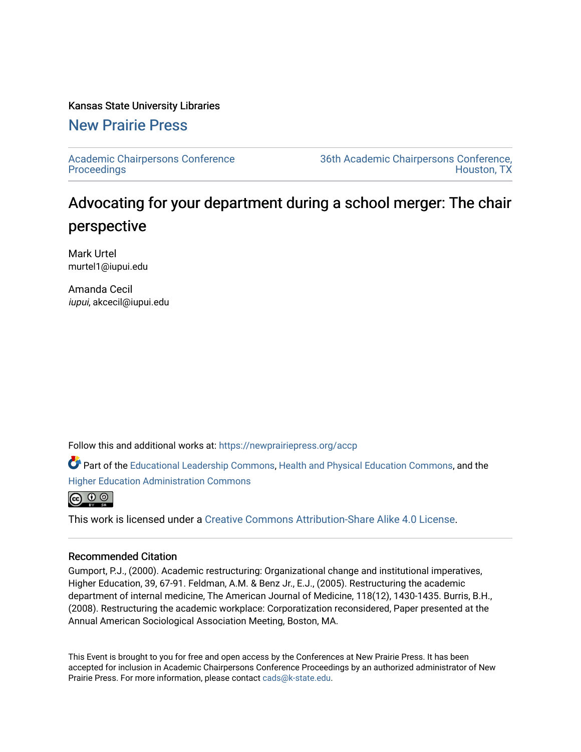Kansas State University Libraries

## New Prairie Press

Academic Chairpersons Conference Proceedings

36th Academic Chairpersons Conference, Houston, TX

# Advocating for your department during a school merger: The chair perspective

Mark Urtel
murtel1@iupui.edu

Amanda Cecil
*iupui*, akcecil@iupui.edu

Follow this and additional works at: https://newprairiepress.org/accp

Part of the Educational Leadership Commons, Health and Physical Education Commons, and the Higher Education Administration Commons

This work is licensed under a Creative Commons Attribution-Share Alike 4.0 License.

### Recommended Citation

Gumport, P.J., (2000). Academic restructuring: Organizational change and institutional imperatives, Higher Education, 39, 67-91. Feldman, A.M. & Benz Jr., E.J., (2005). Restructuring the academic department of internal medicine, The American Journal of Medicine, 118(12), 1430-1435. Burris, B.H., (2008). Restructuring the academic workplace: Corporatization reconsidered, Paper presented at the Annual American Sociological Association Meeting, Boston, MA.

This Event is brought to you for free and open access by the Conferences at New Prairie Press. It has been accepted for inclusion in Academic Chairpersons Conference Proceedings by an authorized administrator of New Prairie Press. For more information, please contact cads@k-state.edu.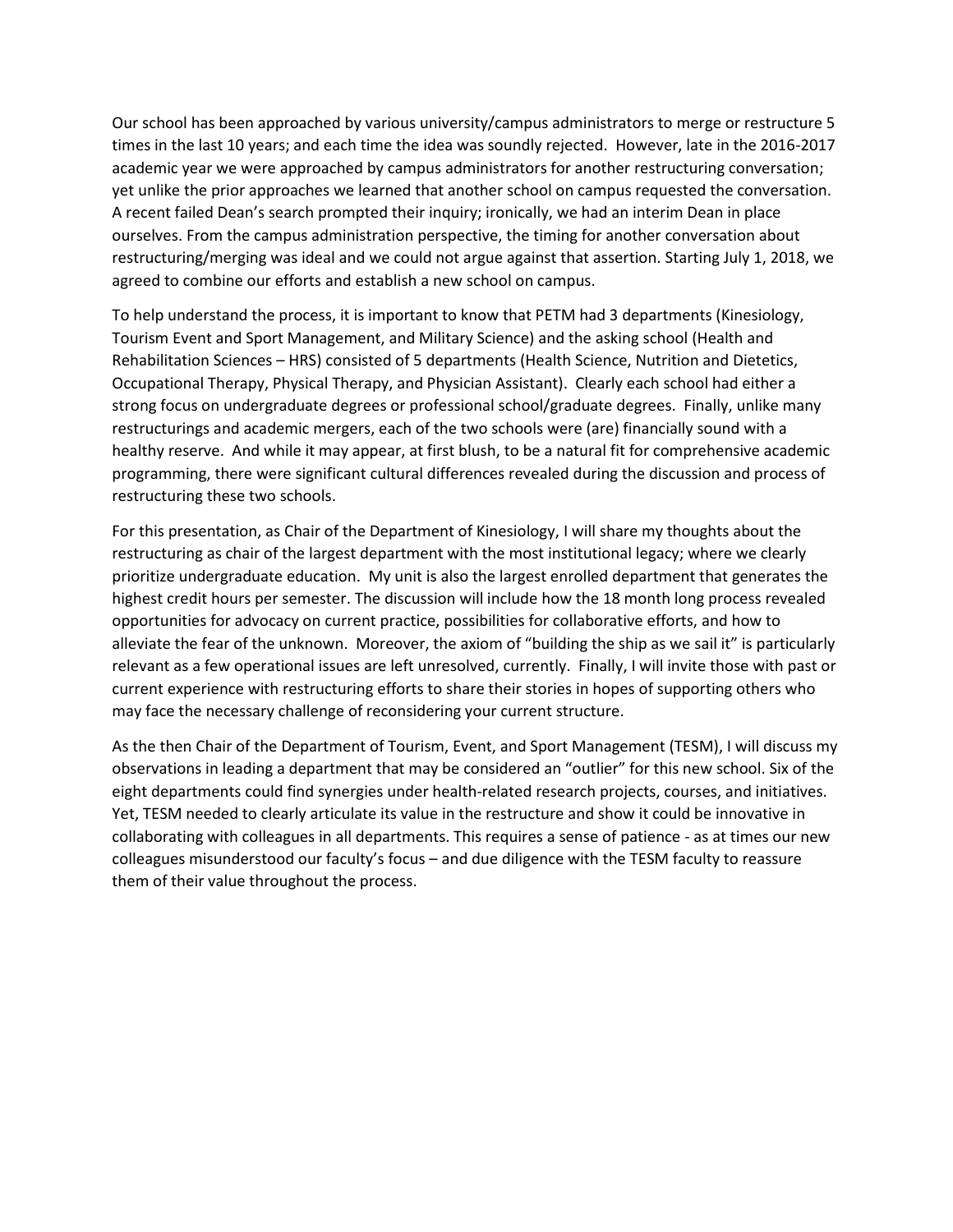Our school has been approached by various university/campus administrators to merge or restructure 5 times in the last 10 years; and each time the idea was soundly rejected. However, late in the 2016-2017 academic year we were approached by campus administrators for another restructuring conversation; yet unlike the prior approaches we learned that another school on campus requested the conversation. A recent failed Dean's search prompted their inquiry; ironically, we had an interim Dean in place ourselves. From the campus administration perspective, the timing for another conversation about restructuring/merging was ideal and we could not argue against that assertion. Starting July 1, 2018, we agreed to combine our efforts and establish a new school on campus.

To help understand the process, it is important to know that PETM had 3 departments (Kinesiology, Tourism Event and Sport Management, and Military Science) and the asking school (Health and Rehabilitation Sciences – HRS) consisted of 5 departments (Health Science, Nutrition and Dietetics, Occupational Therapy, Physical Therapy, and Physician Assistant). Clearly each school had either a strong focus on undergraduate degrees or professional school/graduate degrees. Finally, unlike many restructurings and academic mergers, each of the two schools were (are) financially sound with a healthy reserve. And while it may appear, at first blush, to be a natural fit for comprehensive academic programming, there were significant cultural differences revealed during the discussion and process of restructuring these two schools.

For this presentation, as Chair of the Department of Kinesiology, I will share my thoughts about the restructuring as chair of the largest department with the most institutional legacy; where we clearly prioritize undergraduate education. My unit is also the largest enrolled department that generates the highest credit hours per semester. The discussion will include how the 18 month long process revealed opportunities for advocacy on current practice, possibilities for collaborative efforts, and how to alleviate the fear of the unknown. Moreover, the axiom of "building the ship as we sail it" is particularly relevant as a few operational issues are left unresolved, currently. Finally, I will invite those with past or current experience with restructuring efforts to share their stories in hopes of supporting others who may face the necessary challenge of reconsidering your current structure.

As the then Chair of the Department of Tourism, Event, and Sport Management (TESM), I will discuss my observations in leading a department that may be considered an "outlier" for this new school. Six of the eight departments could find synergies under health-related research projects, courses, and initiatives. Yet, TESM needed to clearly articulate its value in the restructure and show it could be innovative in collaborating with colleagues in all departments. This requires a sense of patience - as at times our new colleagues misunderstood our faculty's focus – and due diligence with the TESM faculty to reassure them of their value throughout the process.